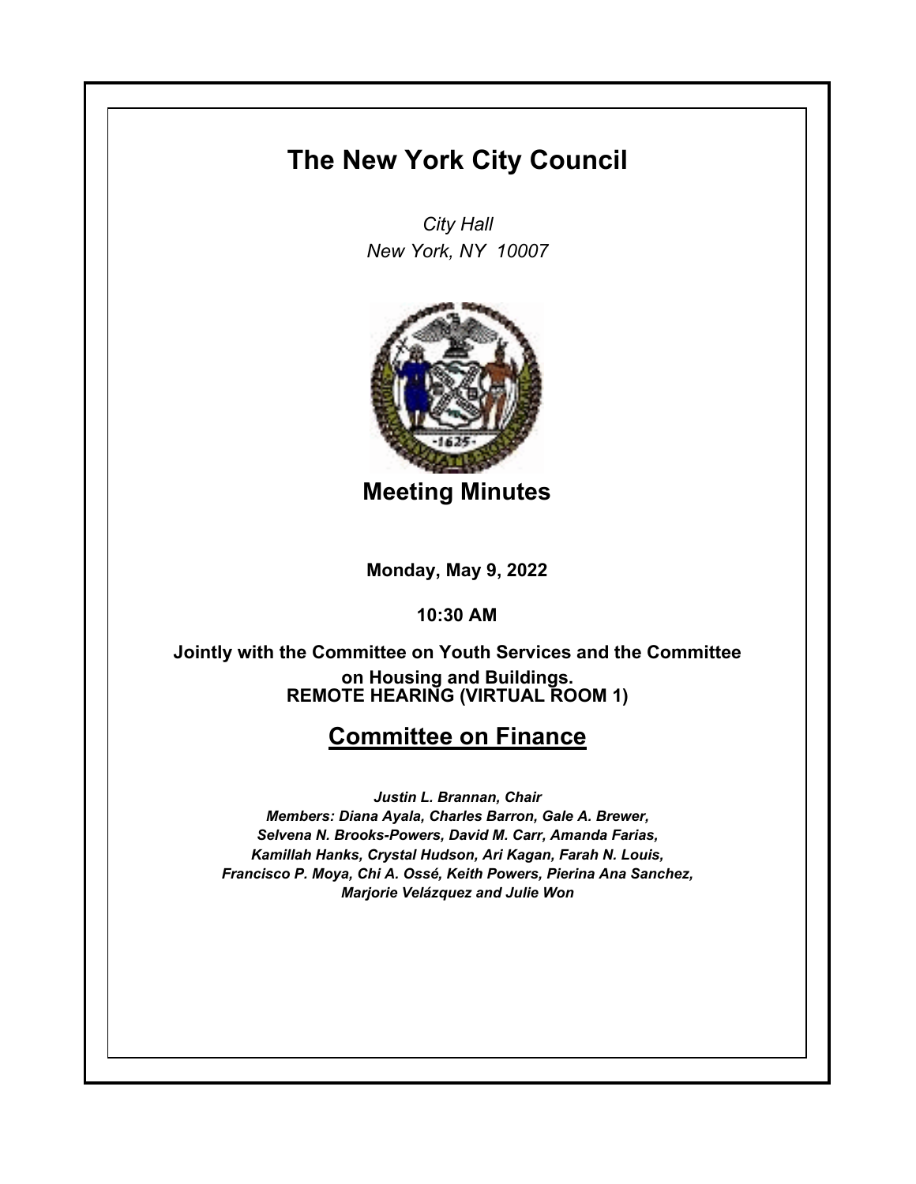# The New York City Council

*City Hall*
*New York, NY 10007*

## Meeting Minutes

**Monday, May 9, 2022**

**10:30 AM**

**Jointly with the Committee on Youth Services and the Committee on Housing and Buildings.**
**REMOTE HEARING (VIRTUAL ROOM 1)**

## Committee on Finance

***Justin L. Brannan, Chair***
***Members: Diana Ayala, Charles Barron, Gale A. Brewer, Selvena N. Brooks-Powers, David M. Carr, Amanda Farias, Kamillah Hanks, Crystal Hudson, Ari Kagan, Farah N. Louis, Francisco P. Moya, Chi A. Ossé, Keith Powers, Pierina Ana Sanchez, Marjorie Velázquez and Julie Won***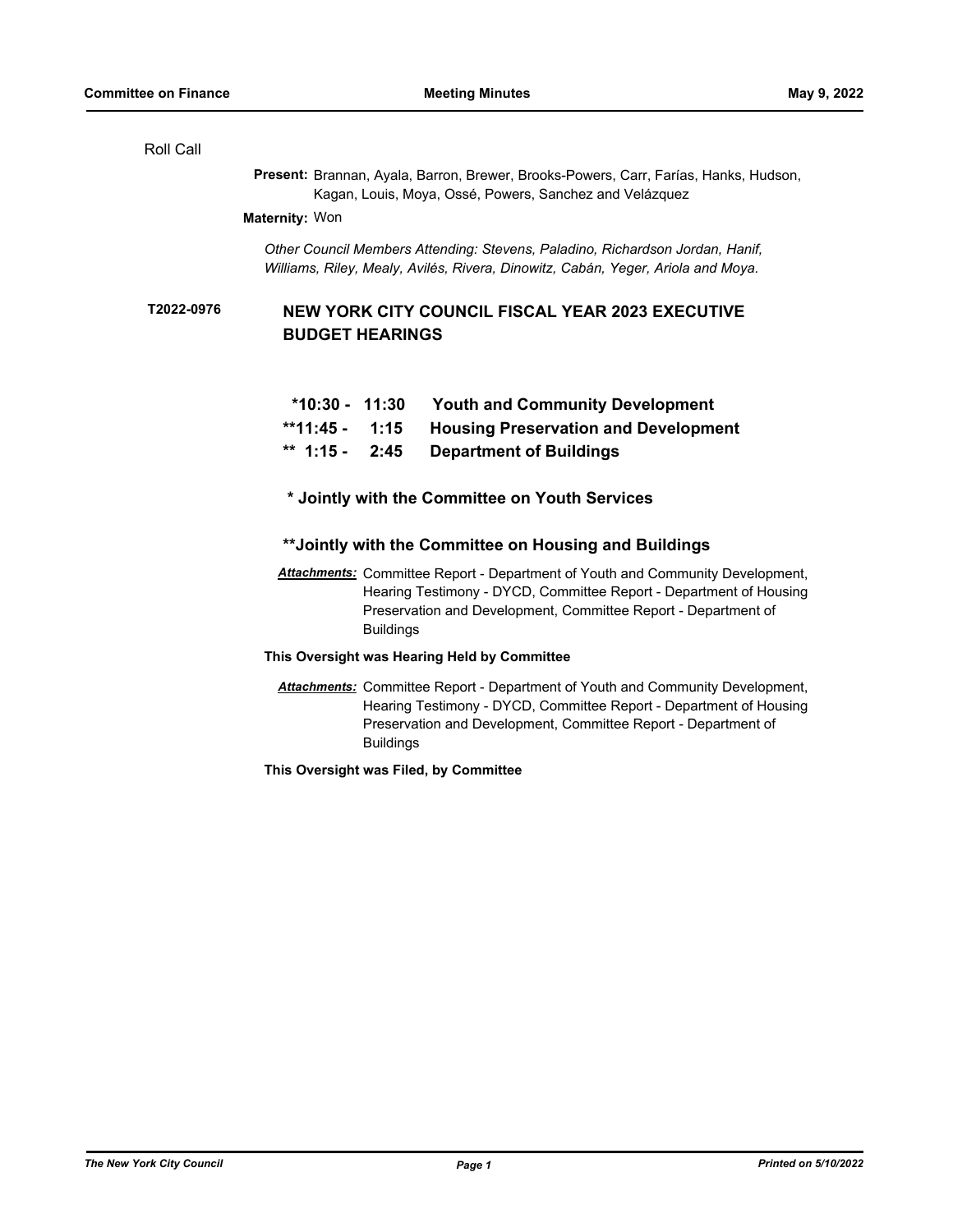Roll Call

**Present:** Brannan, Ayala, Barron, Brewer, Brooks-Powers, Carr, Farías, Hanks, Hudson, Kagan, Louis, Moya, Ossé, Powers, Sanchez and Velázquez

**Maternity:** Won

*Other Council Members Attending: Stevens, Paladino, Richardson Jordan, Hanif, Williams, Riley, Mealy, Avilés, Rivera, Dinowitz, Cabán, Yeger, Ariola and Moya.*

**T2022-0976**

## NEW YORK CITY COUNCIL FISCAL YEAR 2023 EXECUTIVE BUDGET HEARINGS

**\*10:30 - 11:30 Youth and Community Development**

**\*\*11:45 - 1:15 Housing Preservation and Development**

**\*\* 1:15 - 2:45 Department of Buildings**

**\* Jointly with the Committee on Youth Services**

**\*\*Jointly with the Committee on Housing and Buildings**

***Attachments:*** Committee Report - Department of Youth and Community Development, Hearing Testimony - DYCD, Committee Report - Department of Housing Preservation and Development, Committee Report - Department of Buildings

**This Oversight was Hearing Held by Committee**

***Attachments:*** Committee Report - Department of Youth and Community Development, Hearing Testimony - DYCD, Committee Report - Department of Housing Preservation and Development, Committee Report - Department of Buildings

**This Oversight was Filed, by Committee**